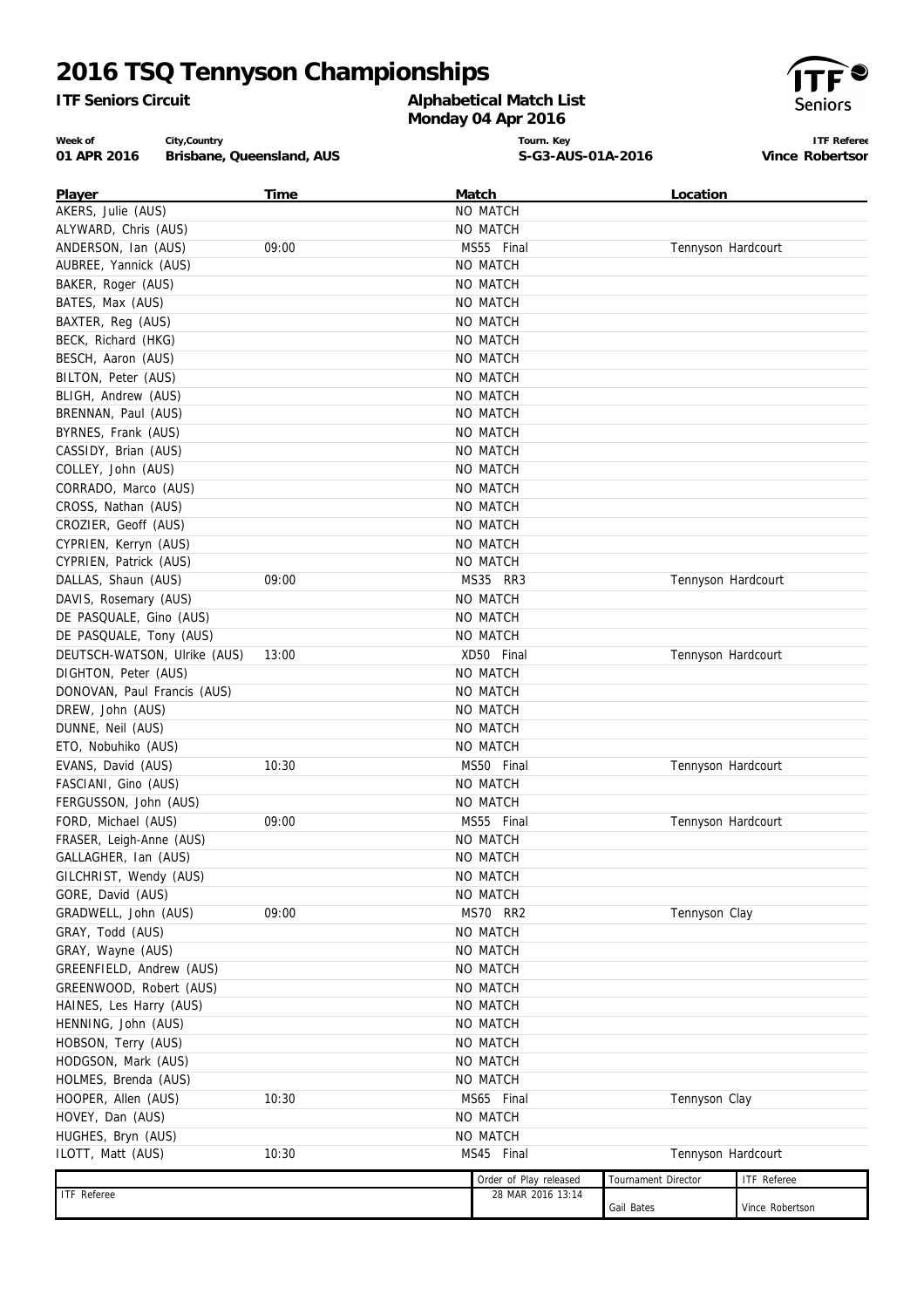# 2016 TSQ Tennyson Championships

**ITF Seniors Circuit**

**Alphabetical Match List**
**Monday 04 Apr 2016**

| Week of | City,Country | Tourn. Key | ITF Referee |
|---|---|---|---|
| **01 APR 2016** | **Brisbane, Queensland, AUS** | **S-G3-AUS-01A-2016** | **Vince Robertson** |

| Player | Time | Match | Location |
|---|---|---|---|
| AKERS, Julie (AUS) | | NO MATCH | |
| ALYWARD, Chris (AUS) | | NO MATCH | |
| ANDERSON, Ian (AUS) | 09:00 | MS55 Final | Tennyson Hardcourt |
| AUBREE, Yannick (AUS) | | NO MATCH | |
| BAKER, Roger (AUS) | | NO MATCH | |
| BATES, Max (AUS) | | NO MATCH | |
| BAXTER, Reg (AUS) | | NO MATCH | |
| BECK, Richard (HKG) | | NO MATCH | |
| BESCH, Aaron (AUS) | | NO MATCH | |
| BILTON, Peter (AUS) | | NO MATCH | |
| BLIGH, Andrew (AUS) | | NO MATCH | |
| BRENNAN, Paul (AUS) | | NO MATCH | |
| BYRNES, Frank (AUS) | | NO MATCH | |
| CASSIDY, Brian (AUS) | | NO MATCH | |
| COLLEY, John (AUS) | | NO MATCH | |
| CORRADO, Marco (AUS) | | NO MATCH | |
| CROSS, Nathan (AUS) | | NO MATCH | |
| CROZIER, Geoff (AUS) | | NO MATCH | |
| CYPRIEN, Kerryn (AUS) | | NO MATCH | |
| CYPRIEN, Patrick (AUS) | | NO MATCH | |
| DALLAS, Shaun (AUS) | 09:00 | MS35 RR3 | Tennyson Hardcourt |
| DAVIS, Rosemary (AUS) | | NO MATCH | |
| DE PASQUALE, Gino (AUS) | | NO MATCH | |
| DE PASQUALE, Tony (AUS) | | NO MATCH | |
| DEUTSCH-WATSON, Ulrike (AUS) | 13:00 | XD50 Final | Tennyson Hardcourt |
| DIGHTON, Peter (AUS) | | NO MATCH | |
| DONOVAN, Paul Francis (AUS) | | NO MATCH | |
| DREW, John (AUS) | | NO MATCH | |
| DUNNE, Neil (AUS) | | NO MATCH | |
| ETO, Nobuhiko (AUS) | | NO MATCH | |
| EVANS, David (AUS) | 10:30 | MS50 Final | Tennyson Hardcourt |
| FASCIANI, Gino (AUS) | | NO MATCH | |
| FERGUSSON, John (AUS) | | NO MATCH | |
| FORD, Michael (AUS) | 09:00 | MS55 Final | Tennyson Hardcourt |
| FRASER, Leigh-Anne (AUS) | | NO MATCH | |
| GALLAGHER, Ian (AUS) | | NO MATCH | |
| GILCHRIST, Wendy (AUS) | | NO MATCH | |
| GORE, David (AUS) | | NO MATCH | |
| GRADWELL, John (AUS) | 09:00 | MS70 RR2 | Tennyson Clay |
| GRAY, Todd (AUS) | | NO MATCH | |
| GRAY, Wayne (AUS) | | NO MATCH | |
| GREENFIELD, Andrew (AUS) | | NO MATCH | |
| GREENWOOD, Robert (AUS) | | NO MATCH | |
| HAINES, Les Harry (AUS) | | NO MATCH | |
| HENNING, John (AUS) | | NO MATCH | |
| HOBSON, Terry (AUS) | | NO MATCH | |
| HODGSON, Mark (AUS) | | NO MATCH | |
| HOLMES, Brenda (AUS) | | NO MATCH | |
| HOOPER, Allen (AUS) | 10:30 | MS65 Final | Tennyson Clay |
| HOVEY, Dan (AUS) | | NO MATCH | |
| HUGHES, Bryn (AUS) | | NO MATCH | |
| ILOTT, Matt (AUS) | 10:30 | MS45 Final | Tennyson Hardcourt |

| ITF Referee | Order of Play released | Tournament Director | ITF Referee |
|---|---|---|---|
| | 28 MAR 2016 13:14 | Gail Bates | Vince Robertson |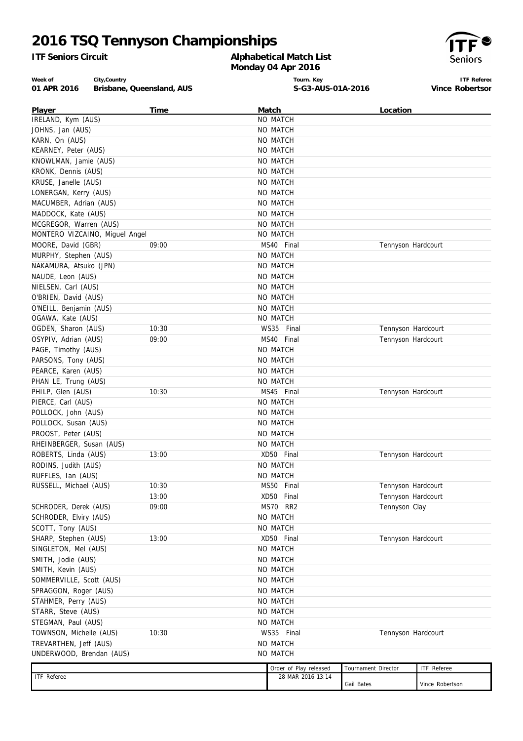# 2016 TSQ Tennyson Championships

**ITF Seniors Circuit**

**Alphabetical Match List**
**Monday 04 Apr 2016**

| Week of | City,Country | Tourn. Key | ITF Referee |
|---|---|---|---|
| 01 APR 2016 | Brisbane, Queensland, AUS | S-G3-AUS-01A-2016 | Vince Robertson |

| Player | Time | Match | Location |
|---|---|---|---|
| IRELAND, Kym (AUS) | | NO MATCH | |
| JOHNS, Jan (AUS) | | NO MATCH | |
| KARN, On (AUS) | | NO MATCH | |
| KEARNEY, Peter (AUS) | | NO MATCH | |
| KNOWLMAN, Jamie (AUS) | | NO MATCH | |
| KRONK, Dennis (AUS) | | NO MATCH | |
| KRUSE, Janelle (AUS) | | NO MATCH | |
| LONERGAN, Kerry (AUS) | | NO MATCH | |
| MACUMBER, Adrian (AUS) | | NO MATCH | |
| MADDOCK, Kate (AUS) | | NO MATCH | |
| MCGREGOR, Warren (AUS) | | NO MATCH | |
| MONTERO VIZCAINO, Miguel Angel | | NO MATCH | |
| MOORE, David (GBR) | 09:00 | MS40 Final | Tennyson Hardcourt |
| MURPHY, Stephen (AUS) | | NO MATCH | |
| NAKAMURA, Atsuko (JPN) | | NO MATCH | |
| NAUDE, Leon (AUS) | | NO MATCH | |
| NIELSEN, Carl (AUS) | | NO MATCH | |
| O'BRIEN, David (AUS) | | NO MATCH | |
| O'NEILL, Benjamin (AUS) | | NO MATCH | |
| OGAWA, Kate (AUS) | | NO MATCH | |
| OGDEN, Sharon (AUS) | 10:30 | WS35 Final | Tennyson Hardcourt |
| OSYPIV, Adrian (AUS) | 09:00 | MS40 Final | Tennyson Hardcourt |
| PAGE, Timothy (AUS) | | NO MATCH | |
| PARSONS, Tony (AUS) | | NO MATCH | |
| PEARCE, Karen (AUS) | | NO MATCH | |
| PHAN LE, Trung (AUS) | | NO MATCH | |
| PHILP, Glen (AUS) | 10:30 | MS45 Final | Tennyson Hardcourt |
| PIERCE, Carl (AUS) | | NO MATCH | |
| POLLOCK, John (AUS) | | NO MATCH | |
| POLLOCK, Susan (AUS) | | NO MATCH | |
| PROOST, Peter (AUS) | | NO MATCH | |
| RHEINBERGER, Susan (AUS) | | NO MATCH | |
| ROBERTS, Linda (AUS) | 13:00 | XD50 Final | Tennyson Hardcourt |
| RODINS, Judith (AUS) | | NO MATCH | |
| RUFFLES, Ian (AUS) | | NO MATCH | |
| RUSSELL, Michael (AUS) | 10:30 | MS50 Final | Tennyson Hardcourt |
| | 13:00 | XD50 Final | Tennyson Hardcourt |
| SCHRODER, Derek (AUS) | 09:00 | MS70 RR2 | Tennyson Clay |
| SCHRODER, Elviry (AUS) | | NO MATCH | |
| SCOTT, Tony (AUS) | | NO MATCH | |
| SHARP, Stephen (AUS) | 13:00 | XD50 Final | Tennyson Hardcourt |
| SINGLETON, Mel (AUS) | | NO MATCH | |
| SMITH, Jodie (AUS) | | NO MATCH | |
| SMITH, Kevin (AUS) | | NO MATCH | |
| SOMMERVILLE, Scott (AUS) | | NO MATCH | |
| SPRAGGON, Roger (AUS) | | NO MATCH | |
| STAHMER, Perry (AUS) | | NO MATCH | |
| STARR, Steve (AUS) | | NO MATCH | |
| STEGMAN, Paul (AUS) | | NO MATCH | |
| TOWNSON, Michelle (AUS) | 10:30 | WS35 Final | Tennyson Hardcourt |
| TREVARTHEN, Jeff (AUS) | | NO MATCH | |
| UNDERWOOD, Brendan (AUS) | | NO MATCH | |

| ITF Referee | Order of Play released | Tournament Director | ITF Referee |
|---|---|---|---|
| | 28 MAR 2016 13:14 | Gail Bates | Vince Robertson |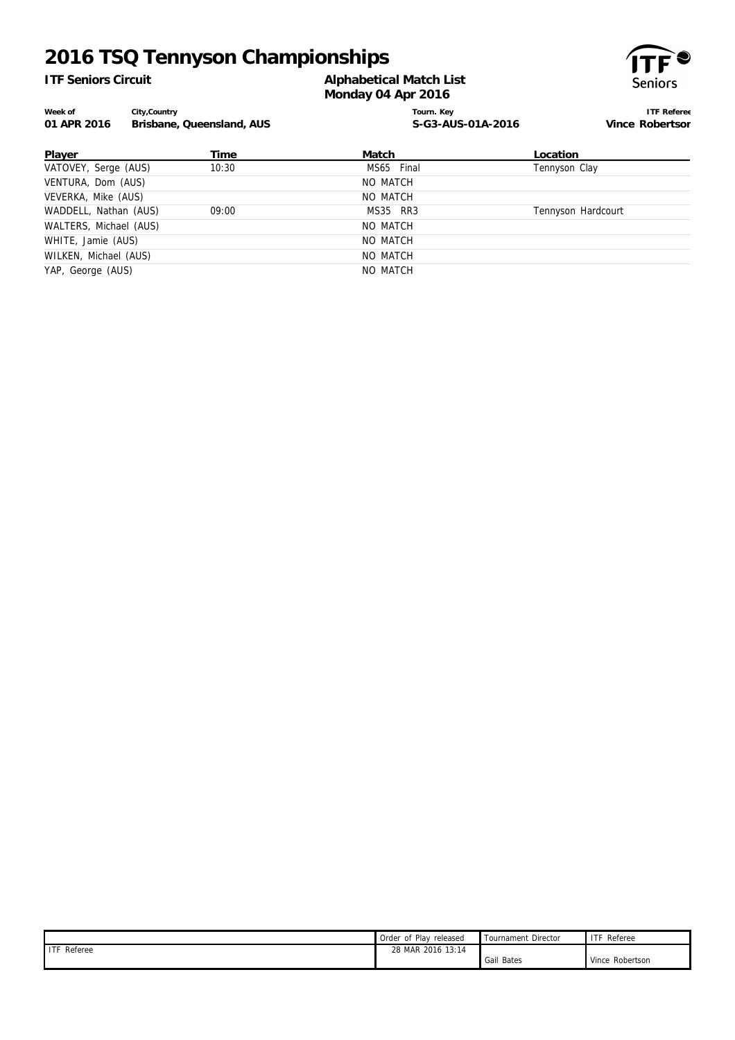# 2016 TSQ Tennyson Championships

**ITF Seniors Circuit**

**Alphabetical Match List**
**Monday 04 Apr 2016**

| Week of | City,Country | Tourn. Key | ITF Referee |
|---|---|---|---|
| 01 APR 2016 | Brisbane, Queensland, AUS | S-G3-AUS-01A-2016 | Vince Robertson |

| Player | Time | Match | Location |
|---|---|---|---|
| VATOVEY, Serge (AUS) | 10:30 | MS65 Final | Tennyson Clay |
| VENTURA, Dom (AUS) | | NO MATCH | |
| VEVERKA, Mike (AUS) | | NO MATCH | |
| WADDELL, Nathan (AUS) | 09:00 | MS35 RR3 | Tennyson Hardcourt |
| WALTERS, Michael (AUS) | | NO MATCH | |
| WHITE, Jamie (AUS) | | NO MATCH | |
| WILKEN, Michael (AUS) | | NO MATCH | |
| YAP, George (AUS) | | NO MATCH | |

| | Order of Play released | Tournament Director | ITF Referee |
|---|---|---|---|
| ITF Referee | 28 MAR 2016 13:14 | Gail Bates | Vince Robertson |